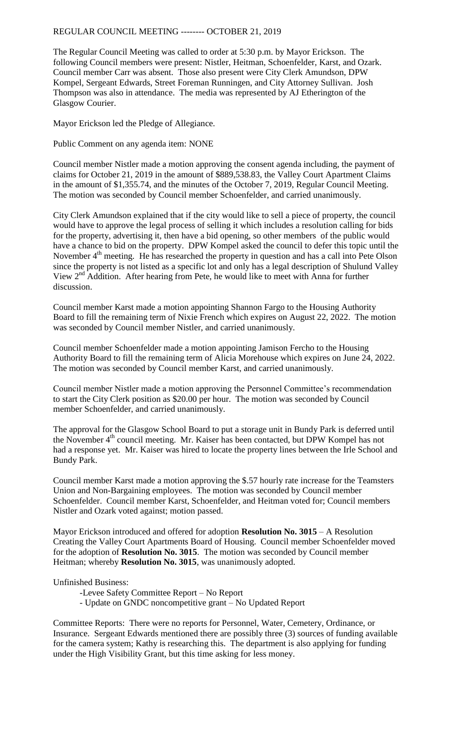REGULAR COUNCIL MEETING -------- OCTOBER 21, 2019

The Regular Council Meeting was called to order at 5:30 p.m. by Mayor Erickson. The following Council members were present: Nistler, Heitman, Schoenfelder, Karst, and Ozark. Council member Carr was absent. Those also present were City Clerk Amundson, DPW Kompel, Sergeant Edwards, Street Foreman Runningen, and City Attorney Sullivan. Josh Thompson was also in attendance. The media was represented by AJ Etherington of the Glasgow Courier.

Mayor Erickson led the Pledge of Allegiance.

Public Comment on any agenda item: NONE

Council member Nistler made a motion approving the consent agenda including, the payment of claims for October 21, 2019 in the amount of $889,538.83, the Valley Court Apartment Claims in the amount of $1,355.74, and the minutes of the October 7, 2019, Regular Council Meeting. The motion was seconded by Council member Schoenfelder, and carried unanimously.

City Clerk Amundson explained that if the city would like to sell a piece of property, the council would have to approve the legal process of selling it which includes a resolution calling for bids for the property, advertising it, then have a bid opening, so other members of the public would have a chance to bid on the property. DPW Kompel asked the council to defer this topic until the November 4th meeting. He has researched the property in question and has a call into Pete Olson since the property is not listed as a specific lot and only has a legal description of Shulund Valley View 2nd Addition. After hearing from Pete, he would like to meet with Anna for further discussion.

Council member Karst made a motion appointing Shannon Fargo to the Housing Authority Board to fill the remaining term of Nixie French which expires on August 22, 2022. The motion was seconded by Council member Nistler, and carried unanimously.

Council member Schoenfelder made a motion appointing Jamison Fercho to the Housing Authority Board to fill the remaining term of Alicia Morehouse which expires on June 24, 2022. The motion was seconded by Council member Karst, and carried unanimously.

Council member Nistler made a motion approving the Personnel Committee's recommendation to start the City Clerk position as $20.00 per hour. The motion was seconded by Council member Schoenfelder, and carried unanimously.

The approval for the Glasgow School Board to put a storage unit in Bundy Park is deferred until the November 4th council meeting. Mr. Kaiser has been contacted, but DPW Kompel has not had a response yet. Mr. Kaiser was hired to locate the property lines between the Irle School and Bundy Park.

Council member Karst made a motion approving the $.57 hourly rate increase for the Teamsters Union and Non-Bargaining employees. The motion was seconded by Council member Schoenfelder. Council member Karst, Schoenfelder, and Heitman voted for; Council members Nistler and Ozark voted against; motion passed.

Mayor Erickson introduced and offered for adoption **Resolution No. 3015** – A Resolution Creating the Valley Court Apartments Board of Housing. Council member Schoenfelder moved for the adoption of **Resolution No. 3015**. The motion was seconded by Council member Heitman; whereby **Resolution No. 3015**, was unanimously adopted.

Unfinished Business:

- Levee Safety Committee Report – No Report
- Update on GNDC noncompetitive grant – No Updated Report

Committee Reports: There were no reports for Personnel, Water, Cemetery, Ordinance, or Insurance. Sergeant Edwards mentioned there are possibly three (3) sources of funding available for the camera system; Kathy is researching this. The department is also applying for funding under the High Visibility Grant, but this time asking for less money.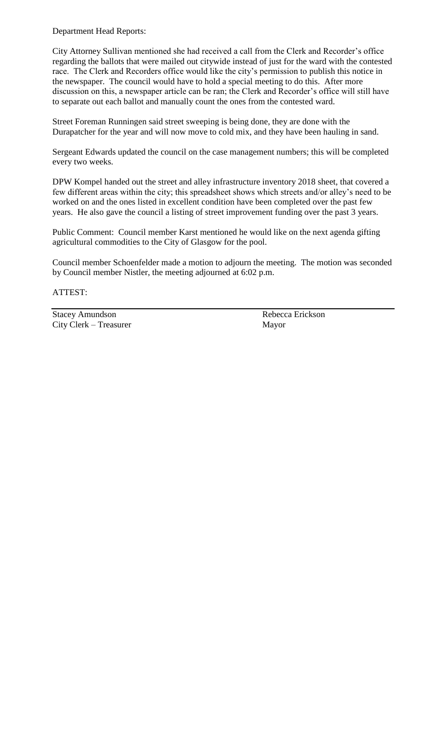Department Head Reports:

City Attorney Sullivan mentioned she had received a call from the Clerk and Recorder's office regarding the ballots that were mailed out citywide instead of just for the ward with the contested race. The Clerk and Recorders office would like the city's permission to publish this notice in the newspaper. The council would have to hold a special meeting to do this. After more discussion on this, a newspaper article can be ran; the Clerk and Recorder's office will still have to separate out each ballot and manually count the ones from the contested ward.

Street Foreman Runningen said street sweeping is being done, they are done with the Durapatcher for the year and will now move to cold mix, and they have been hauling in sand.

Sergeant Edwards updated the council on the case management numbers; this will be completed every two weeks.

DPW Kompel handed out the street and alley infrastructure inventory 2018 sheet, that covered a few different areas within the city; this spreadsheet shows which streets and/or alley's need to be worked on and the ones listed in excellent condition have been completed over the past few years. He also gave the council a listing of street improvement funding over the past 3 years.

Public Comment: Council member Karst mentioned he would like on the next agenda gifting agricultural commodities to the City of Glasgow for the pool.

Council member Schoenfelder made a motion to adjourn the meeting. The motion was seconded by Council member Nistler, the meeting adjourned at 6:02 p.m.

ATTEST:

| | |
|---|---|
| Stacey Amundson | Rebecca Erickson |
| City Clerk – Treasurer | Mayor |